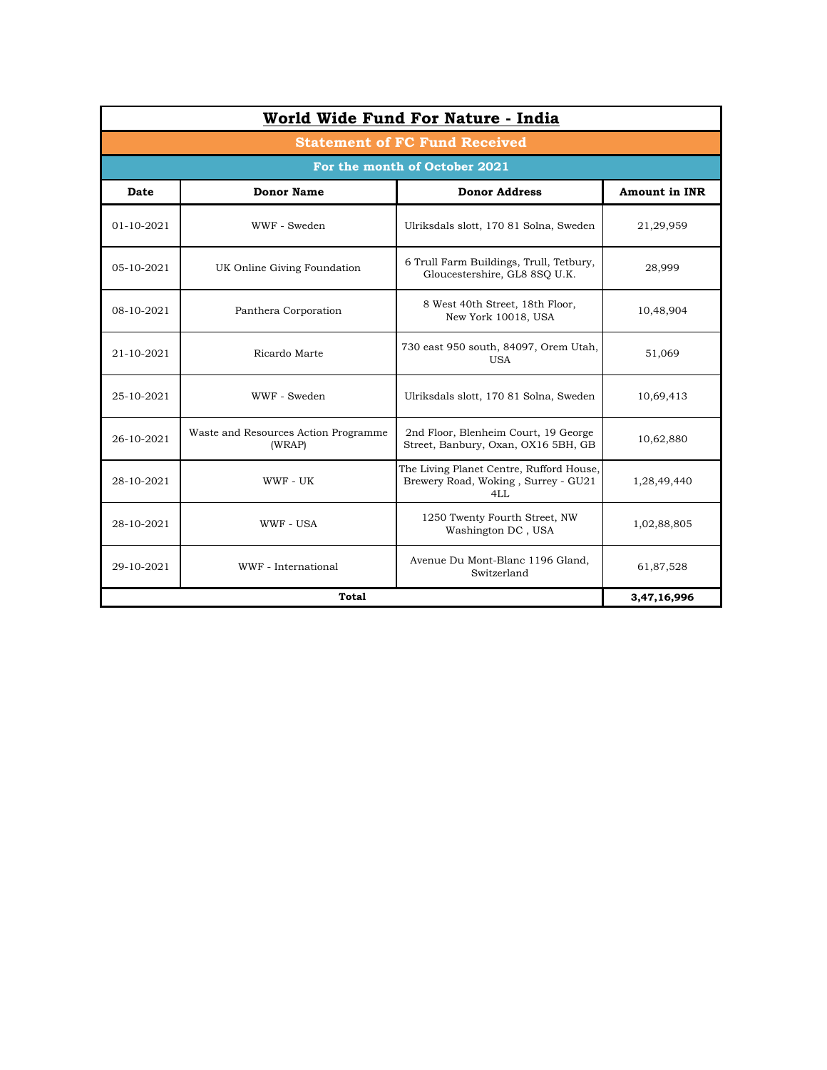# World Wide Fund For Nature - India

## Statement of FC Fund Received

### For the month of October 2021

| Date | Donor Name | Donor Address | Amount in INR |
|---|---|---|---|
| 01-10-2021 | WWF - Sweden | Ulriksdals slott, 170 81 Solna, Sweden | 21,29,959 |
| 05-10-2021 | UK Online Giving Foundation | 6 Trull Farm Buildings, Trull, Tetbury, Gloucestershire, GL8 8SQ U.K. | 28,999 |
| 08-10-2021 | Panthera Corporation | 8 West 40th Street, 18th Floor, New York 10018, USA | 10,48,904 |
| 21-10-2021 | Ricardo Marte | 730 east 950 south, 84097, Orem Utah, USA | 51,069 |
| 25-10-2021 | WWF - Sweden | Ulriksdals slott, 170 81 Solna, Sweden | 10,69,413 |
| 26-10-2021 | Waste and Resources Action Programme (WRAP) | 2nd Floor, Blenheim Court, 19 George Street, Banbury, Oxan, OX16 5BH, GB | 10,62,880 |
| 28-10-2021 | WWF - UK | The Living Planet Centre, Rufford House, Brewery Road, Woking , Surrey - GU21 4LL | 1,28,49,440 |
| 28-10-2021 | WWF - USA | 1250 Twenty Fourth Street, NW Washington DC , USA | 1,02,88,805 |
| 29-10-2021 | WWF - International | Avenue Du Mont-Blanc 1196 Gland, Switzerland | 61,87,528 |
| **Total** | | | **3,47,16,996** |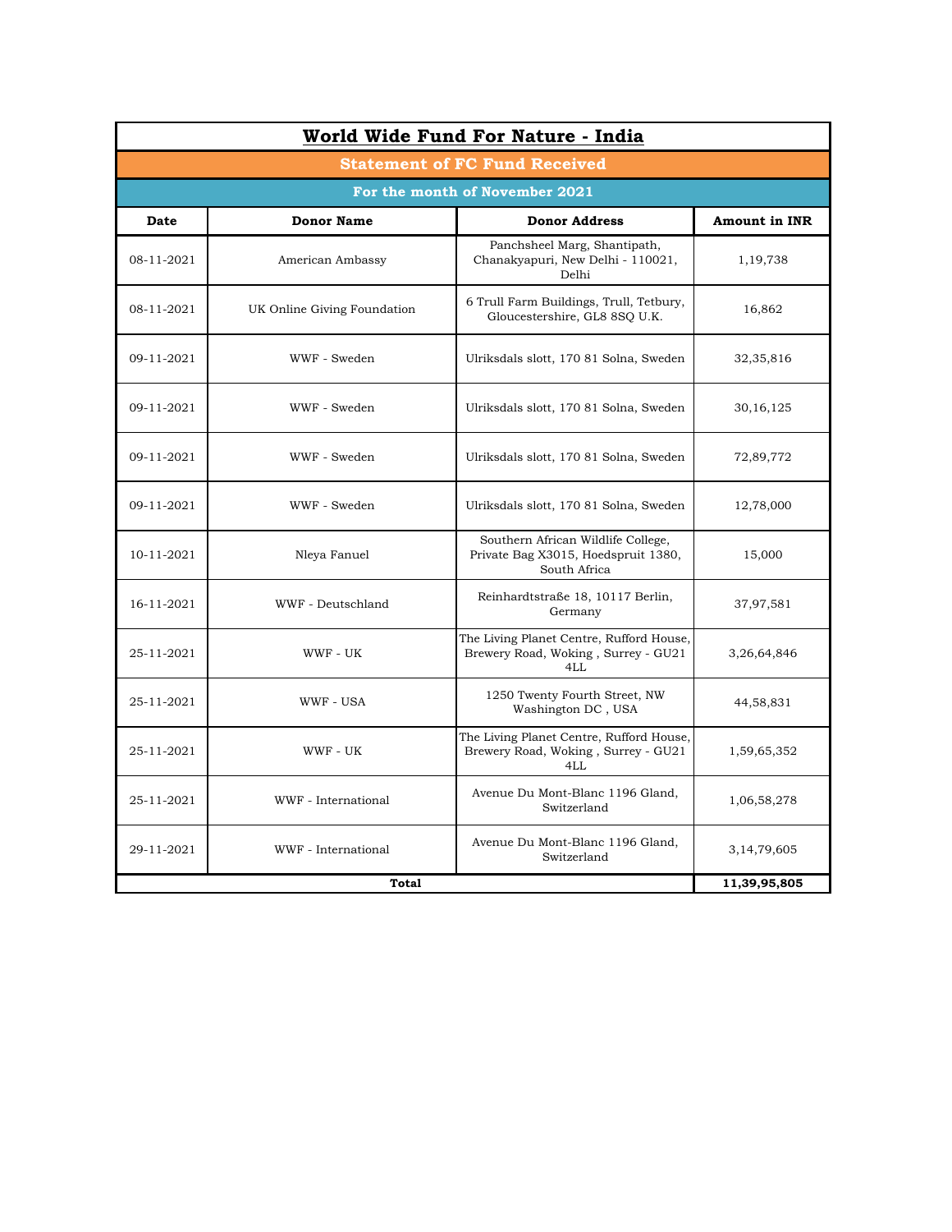# World Wide Fund For Nature - India

## Statement of FC Fund Received

### For the month of November 2021

| Date | Donor Name | Donor Address | Amount in INR |
|---|---|---|---|
| 08-11-2021 | American Ambassy | Panchsheel Marg, Shantipath, Chanakyapuri, New Delhi - 110021, Delhi | 1,19,738 |
| 08-11-2021 | UK Online Giving Foundation | 6 Trull Farm Buildings, Trull, Tetbury, Gloucestershire, GL8 8SQ U.K. | 16,862 |
| 09-11-2021 | WWF - Sweden | Ulriksdals slott, 170 81 Solna, Sweden | 32,35,816 |
| 09-11-2021 | WWF - Sweden | Ulriksdals slott, 170 81 Solna, Sweden | 30,16,125 |
| 09-11-2021 | WWF - Sweden | Ulriksdals slott, 170 81 Solna, Sweden | 72,89,772 |
| 09-11-2021 | WWF - Sweden | Ulriksdals slott, 170 81 Solna, Sweden | 12,78,000 |
| 10-11-2021 | Nleya Fanuel | Southern African Wildlife College, Private Bag X3015, Hoedspruit 1380, South Africa | 15,000 |
| 16-11-2021 | WWF - Deutschland | Reinhardtstraße 18, 10117 Berlin, Germany | 37,97,581 |
| 25-11-2021 | WWF - UK | The Living Planet Centre, Rufford House, Brewery Road, Woking , Surrey - GU21 4LL | 3,26,64,846 |
| 25-11-2021 | WWF - USA | 1250 Twenty Fourth Street, NW Washington DC , USA | 44,58,831 |
| 25-11-2021 | WWF - UK | The Living Planet Centre, Rufford House, Brewery Road, Woking , Surrey - GU21 4LL | 1,59,65,352 |
| 25-11-2021 | WWF - International | Avenue Du Mont-Blanc 1196 Gland, Switzerland | 1,06,58,278 |
| 29-11-2021 | WWF - International | Avenue Du Mont-Blanc 1196 Gland, Switzerland | 3,14,79,605 |
| **Total** | | | **11,39,95,805** |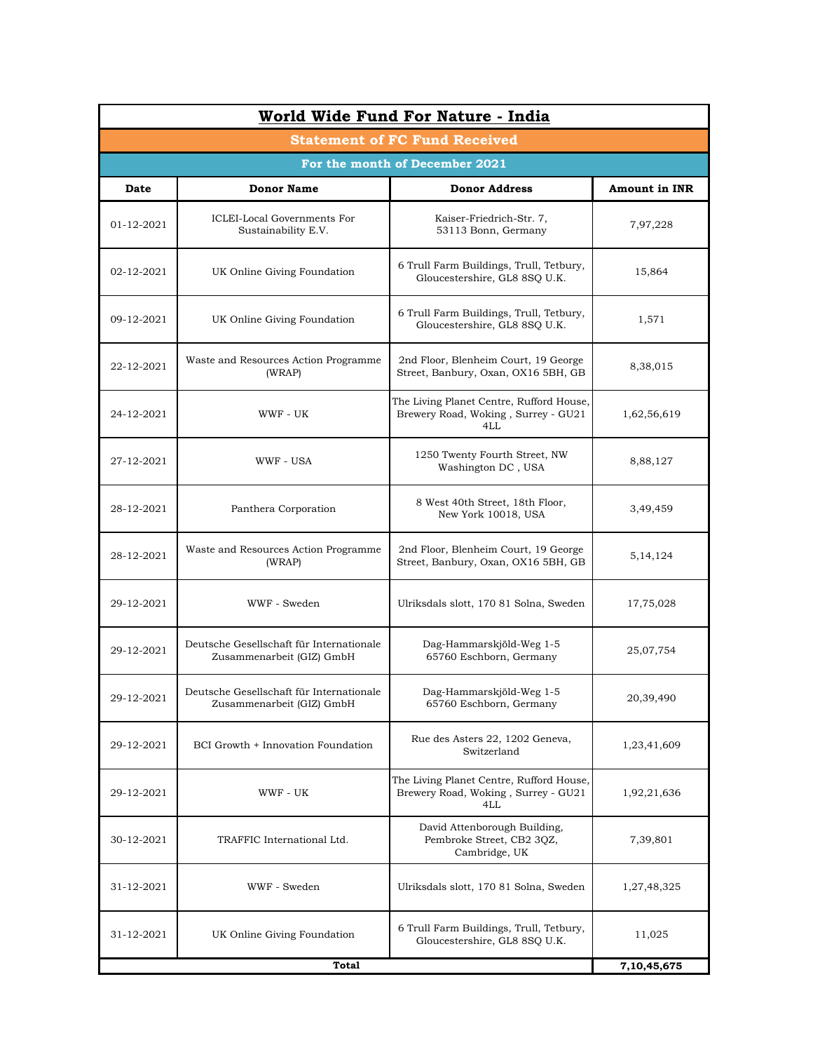# World Wide Fund For Nature - India

## Statement of FC Fund Received

### For the month of December 2021

| Date | Donor Name | Donor Address | Amount in INR |
|---|---|---|---|
| 01-12-2021 | ICLEI-Local Governments For Sustainability E.V. | Kaiser-Friedrich-Str. 7, 53113 Bonn, Germany | 7,97,228 |
| 02-12-2021 | UK Online Giving Foundation | 6 Trull Farm Buildings, Trull, Tetbury, Gloucestershire, GL8 8SQ U.K. | 15,864 |
| 09-12-2021 | UK Online Giving Foundation | 6 Trull Farm Buildings, Trull, Tetbury, Gloucestershire, GL8 8SQ U.K. | 1,571 |
| 22-12-2021 | Waste and Resources Action Programme (WRAP) | 2nd Floor, Blenheim Court, 19 George Street, Banbury, Oxan, OX16 5BH, GB | 8,38,015 |
| 24-12-2021 | WWF - UK | The Living Planet Centre, Rufford House, Brewery Road, Woking , Surrey - GU21 4LL | 1,62,56,619 |
| 27-12-2021 | WWF - USA | 1250 Twenty Fourth Street, NW Washington DC , USA | 8,88,127 |
| 28-12-2021 | Panthera Corporation | 8 West 40th Street, 18th Floor, New York 10018, USA | 3,49,459 |
| 28-12-2021 | Waste and Resources Action Programme (WRAP) | 2nd Floor, Blenheim Court, 19 George Street, Banbury, Oxan, OX16 5BH, GB | 5,14,124 |
| 29-12-2021 | WWF - Sweden | Ulriksdals slott, 170 81 Solna, Sweden | 17,75,028 |
| 29-12-2021 | Deutsche Gesellschaft für Internationale Zusammenarbeit (GIZ) GmbH | Dag-Hammarskjöld-Weg 1-5 65760 Eschborn, Germany | 25,07,754 |
| 29-12-2021 | Deutsche Gesellschaft für Internationale Zusammenarbeit (GIZ) GmbH | Dag-Hammarskjöld-Weg 1-5 65760 Eschborn, Germany | 20,39,490 |
| 29-12-2021 | BCI Growth + Innovation Foundation | Rue des Asters 22, 1202 Geneva, Switzerland | 1,23,41,609 |
| 29-12-2021 | WWF - UK | The Living Planet Centre, Rufford House, Brewery Road, Woking , Surrey - GU21 4LL | 1,92,21,636 |
| 30-12-2021 | TRAFFIC International Ltd. | David Attenborough Building, Pembroke Street, CB2 3QZ, Cambridge, UK | 7,39,801 |
| 31-12-2021 | WWF - Sweden | Ulriksdals slott, 170 81 Solna, Sweden | 1,27,48,325 |
| 31-12-2021 | UK Online Giving Foundation | 6 Trull Farm Buildings, Trull, Tetbury, Gloucestershire, GL8 8SQ U.K. | 11,025 |
| **Total** | | | **7,10,45,675** |